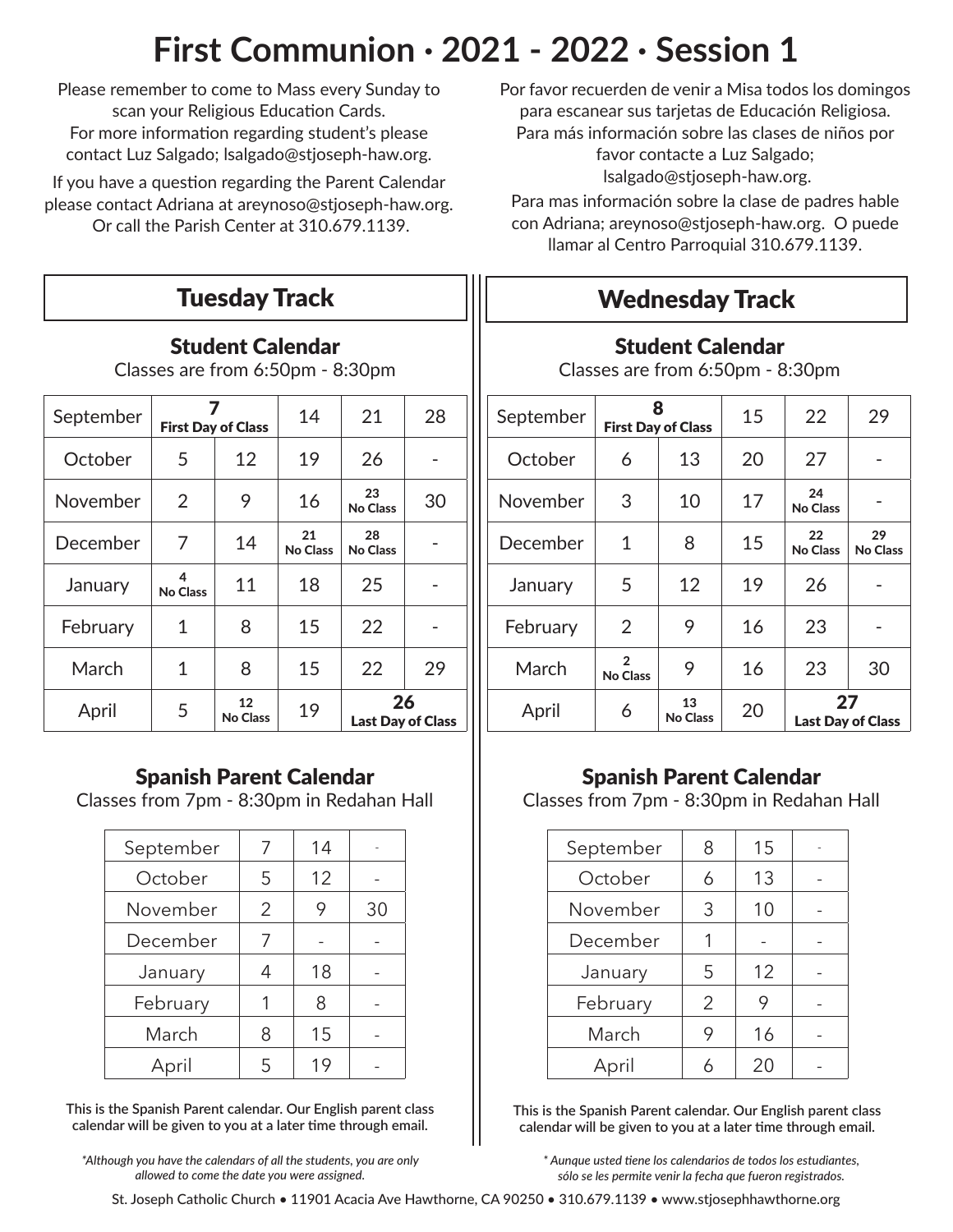# First Communion · 2021 - 2022 · Session 1

Please remember to come to Mass every Sunday to scan your Religious Education Cards. For more information regarding student's please contact Luz Salgado; lsalgado@stjoseph-haw.org.

If you have a question regarding the Parent Calendar please contact Adriana at areynoso@stjoseph-haw.org. Or call the Parish Center at 310.679.1139.

Por favor recuerden de venir a Misa todos los domingos para escanear sus tarjetas de Educación Religiosa. Para más información sobre las clases de niños por favor contacte a Luz Salgado; lsalgado@stjoseph-haw.org.

Para mas información sobre la clase de padres hable con Adriana; areynoso@stjoseph-haw.org. O puede llamar al Centro Parroquial 310.679.1139.

## Tuesday Track

### Student Calendar

Classes are from 6:50pm - 8:30pm

| September | 7 First Day of Class | | 14 | 21 | 28 |
|---|---|---|---|---|---|
| October | 5 | 12 | 19 | 26 | - |
| November | 2 | 9 | 16 | 23 No Class | 30 |
| December | 7 | 14 | 21 No Class | 28 No Class | - |
| January | 4 No Class | 11 | 18 | 25 | - |
| February | 1 | 8 | 15 | 22 | - |
| March | 1 | 8 | 15 | 22 | 29 |
| April | 5 | 12 No Class | 19 | 26 Last Day of Class | |

### Spanish Parent Calendar

Classes from 7pm - 8:30pm in Redahan Hall

| September | 7 | 14 | - |
|---|---|---|---|
| October | 5 | 12 | - |
| November | 2 | 9 | 30 |
| December | 7 | - | - |
| January | 4 | 18 | - |
| February | 1 | 8 | - |
| March | 8 | 15 | - |
| April | 5 | 19 | - |

**This is the Spanish Parent calendar. Our English parent class calendar will be given to you at a later time through email.**

*\*Although you have the calendars of all the students, you are only allowed to come the date you were assigned.*

## Wednesday Track

### Student Calendar

Classes are from 6:50pm - 8:30pm

| September | 8 First Day of Class | | 15 | 22 | 29 |
|---|---|---|---|---|---|
| October | 6 | 13 | 20 | 27 | - |
| November | 3 | 10 | 17 | 24 No Class | - |
| December | 1 | 8 | 15 | 22 No Class | 29 No Class |
| January | 5 | 12 | 19 | 26 | - |
| February | 2 | 9 | 16 | 23 | - |
| March | 2 No Class | 9 | 16 | 23 | 30 |
| April | 6 | 13 No Class | 20 | 27 Last Day of Class | |

### Spanish Parent Calendar

Classes from 7pm - 8:30pm in Redahan Hall

| September | 8 | 15 | - |
|---|---|---|---|
| October | 6 | 13 | - |
| November | 3 | 10 | - |
| December | 1 | - | - |
| January | 5 | 12 | - |
| February | 2 | 9 | - |
| March | 9 | 16 | - |
| April | 6 | 20 | - |

**This is the Spanish Parent calendar. Our English parent class calendar will be given to you at a later time through email.**

*\* Aunque usted tiene los calendarios de todos los estudiantes, sólo se les permite venir la fecha que fueron registrados.*

St. Joseph Catholic Church • 11901 Acacia Ave Hawthorne, CA 90250 • 310.679.1139 • www.stjosephhawthorne.org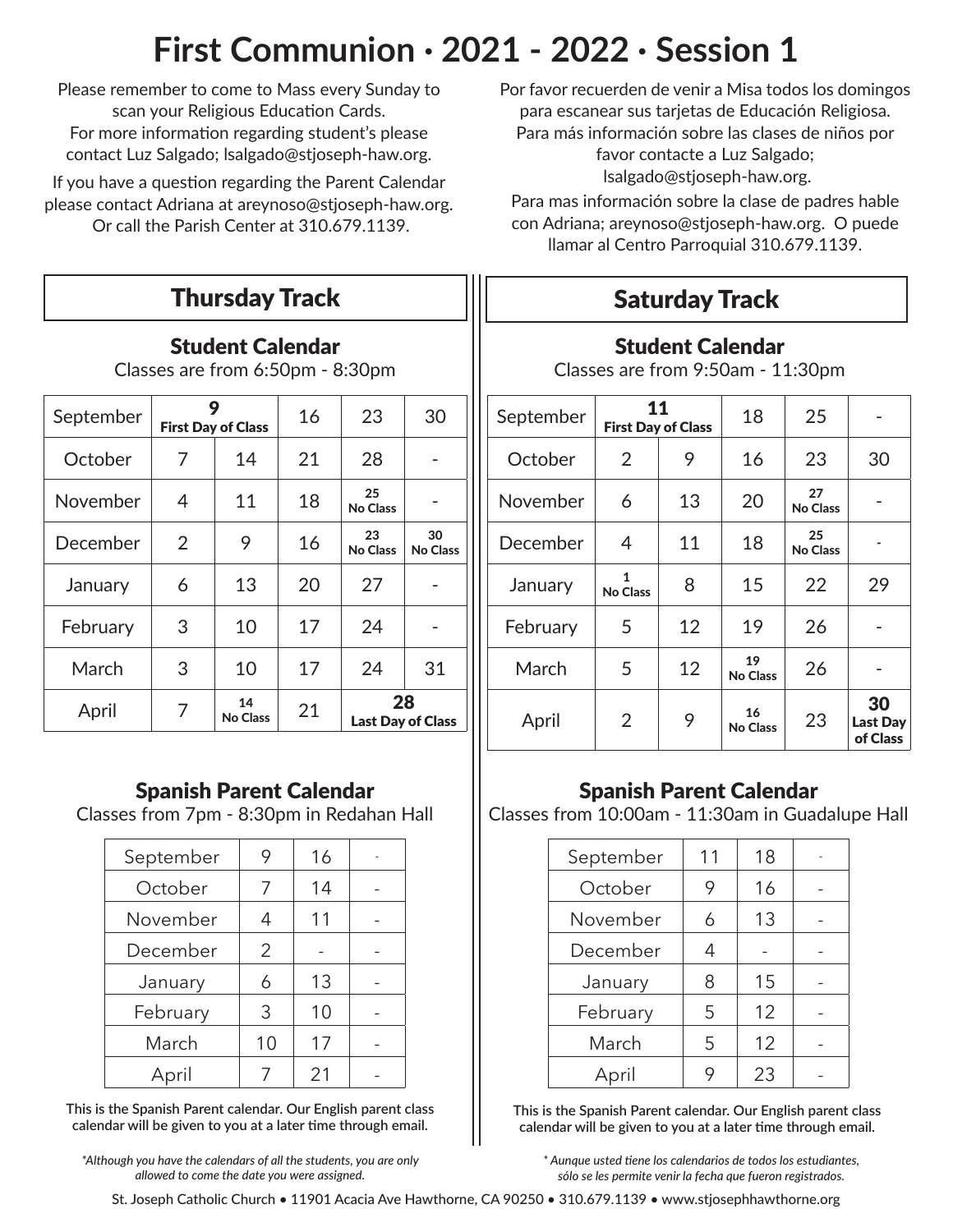# First Communion · 2021 - 2022 · Session 1

Please remember to come to Mass every Sunday to scan your Religious Education Cards. For more information regarding student's please contact Luz Salgado; lsalgado@stjoseph-haw.org.

If you have a question regarding the Parent Calendar please contact Adriana at areynoso@stjoseph-haw.org. Or call the Parish Center at 310.679.1139.

Por favor recuerden de venir a Misa todos los domingos para escanear sus tarjetas de Educación Religiosa. Para más información sobre las clases de niños por favor contacte a Luz Salgado; lsalgado@stjoseph-haw.org.

Para mas información sobre la clase de padres hable con Adriana; areynoso@stjoseph-haw.org. O puede llamar al Centro Parroquial 310.679.1139.

## Thursday Track

### Student Calendar

Classes are from 6:50pm - 8:30pm

| | | | | | |
|---|---|---|---|---|---|
| September | 9 First Day of Class | | 16 | 23 | 30 |
| October | 7 | 14 | 21 | 28 | - |
| November | 4 | 11 | 18 | 25 No Class | - |
| December | 2 | 9 | 16 | 23 No Class | 30 No Class |
| January | 6 | 13 | 20 | 27 | - |
| February | 3 | 10 | 17 | 24 | - |
| March | 3 | 10 | 17 | 24 | 31 |
| April | 7 | 14 No Class | 21 | 28 Last Day of Class | |

### Spanish Parent Calendar

Classes from 7pm - 8:30pm in Redahan Hall

| | | | |
|---|---|---|---|
| September | 9 | 16 | - |
| October | 7 | 14 | - |
| November | 4 | 11 | - |
| December | 2 | - | - |
| January | 6 | 13 | - |
| February | 3 | 10 | - |
| March | 10 | 17 | - |
| April | 7 | 21 | - |

**This is the Spanish Parent calendar. Our English parent class calendar will be given to you at a later time through email.**

*\*Although you have the calendars of all the students, you are only allowed to come the date you were assigned.*

## Saturday Track

### Student Calendar

Classes are from 9:50am - 11:30pm

| | | | | | |
|---|---|---|---|---|---|
| September | 11 First Day of Class | | 18 | 25 | - |
| October | 2 | 9 | 16 | 23 | 30 |
| November | 6 | 13 | 20 | 27 No Class | - |
| December | 4 | 11 | 18 | 25 No Class | - |
| January | 1 No Class | 8 | 15 | 22 | 29 |
| February | 5 | 12 | 19 | 26 | - |
| March | 5 | 12 | 19 No Class | 26 | - |
| April | 2 | 9 | 16 No Class | 23 | 30 Last Day of Class |

### Spanish Parent Calendar

Classes from 10:00am - 11:30am in Guadalupe Hall

| | | | |
|---|---|---|---|
| September | 11 | 18 | - |
| October | 9 | 16 | - |
| November | 6 | 13 | - |
| December | 4 | - | - |
| January | 8 | 15 | - |
| February | 5 | 12 | - |
| March | 5 | 12 | - |
| April | 9 | 23 | - |

**This is the Spanish Parent calendar. Our English parent class calendar will be given to you at a later time through email.**

*\* Aunque usted tiene los calendarios de todos los estudiantes, sólo se les permite venir la fecha que fueron registrados.*

St. Joseph Catholic Church • 11901 Acacia Ave Hawthorne, CA 90250 • 310.679.1139 • www.stjosephhawthorne.org